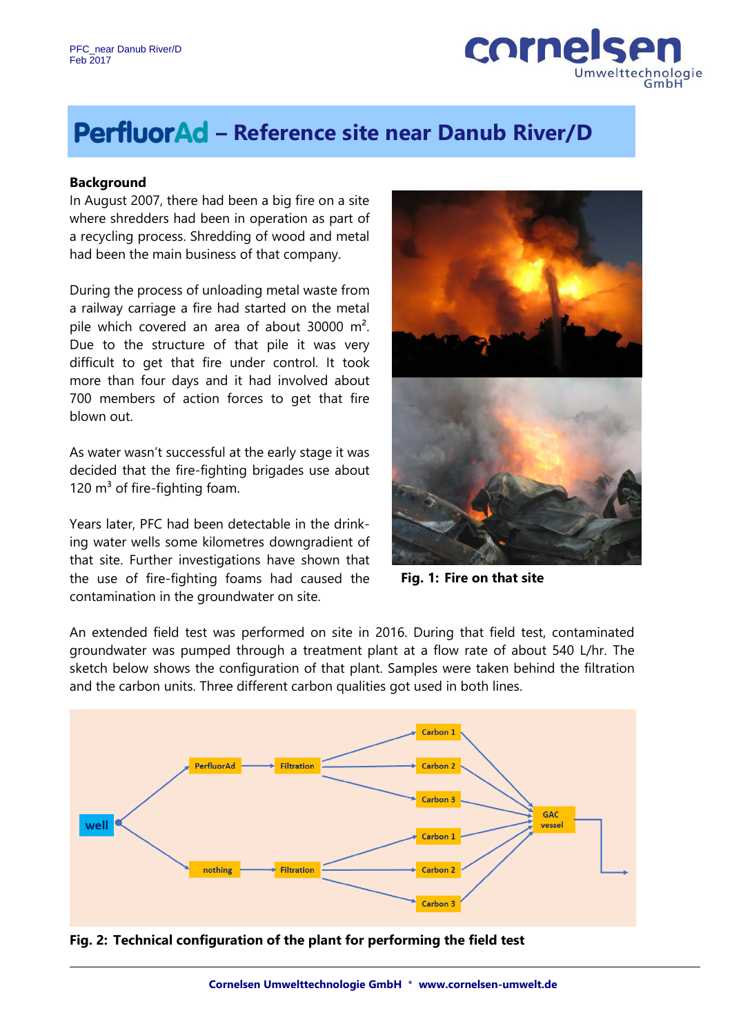# PerfluorAd – Reference site near Danub River/D

**Background**

In August 2007, there had been a big fire on a site where shredders had been in operation as part of a recycling process. Shredding of wood and metal had been the main business of that company.

During the process of unloading metal waste from a railway carriage a fire had started on the metal pile which covered an area of about 30000 m². Due to the structure of that pile it was very difficult to get that fire under control. It took more than four days and it had involved about 700 members of action forces to get that fire blown out.

As water wasn't successful at the early stage it was decided that the fire-fighting brigades use about 120 m³ of fire-fighting foam.

Years later, PFC had been detectable in the drinking water wells some kilometres downgradient of that site. Further investigations have shown that the use of fire-fighting foams had caused the contamination in the groundwater on site.

**Fig. 1: Fire on that site**

An extended field test was performed on site in 2016. During that field test, contaminated groundwater was pumped through a treatment plant at a flow rate of about 540 L/hr. The sketch below shows the configuration of that plant. Samples were taken behind the filtration and the carbon units. Three different carbon qualities got used in both lines.

**Fig. 2: Technical configuration of the plant for performing the field test**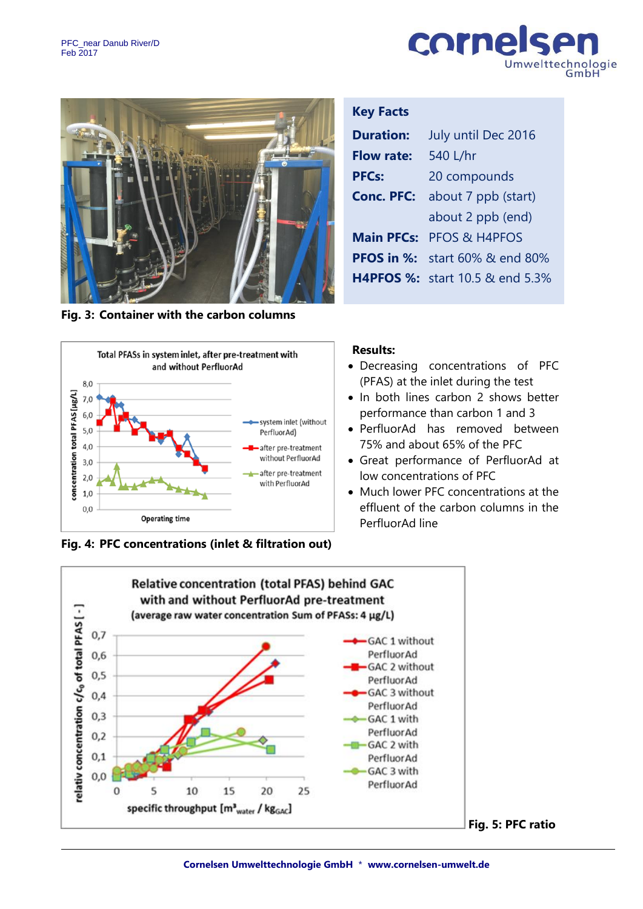Fig. 3: Container with the carbon columns

## Key Facts

**Duration:** July until Dec 2016

**Flow rate:** 540 L/hr

**PFCs:** 20 compounds

**Conc. PFC:** about 7 ppb (start)
about 2 ppb (end)

**Main PFCs:** PFOS & H4PFOS

**PFOS in %:** start 60% & end 80%

**H4PFOS %:** start 10.5 & end 5.3%

Total PFASs in system inlet, after pre-treatment with and without PerfluorAd

concentration total PFAS [µg/L]

8,0
7,0
6,0
5,0
4,0
3,0
2,0
1,0
0,0

Operating time

system inlet (without PerfluorAd)
after pre-treatment without PerfluorAd
after pre-treatment with PerfluorAd

Fig. 4: PFC concentrations (inlet & filtration out)

**Results:**

- Decreasing concentrations of PFC (PFAS) at the inlet during the test
- In both lines carbon 2 shows better performance than carbon 1 and 3
- PerfluorAd has removed between 75% and about 65% of the PFC
- Great performance of PerfluorAd at low concentrations of PFC
- Much lower PFC concentrations at the effluent of the carbon columns in the PerfluorAd line

Relative concentration (total PFAS) behind GAC with and without PerfluorAd pre-treatment (average raw water concentration Sum of PFASs: 4 µg/L)

relativ concentration $c/c_0$ of total PFAS [ - ]

0,7
0,6
0,5
0,4
0,3
0,2
0,1
0,0

0
5
10
15
20
25

specific throughput [$m^3_{water}$ / $kg_{GAC}$]

GAC 1 without PerfluorAd
GAC 2 without PerfluorAd
GAC 3 without PerfluorAd
GAC 1 with PerfluorAd
GAC 2 with PerfluorAd
GAC 3 with PerfluorAd

**Fig. 5: PFC ratio**